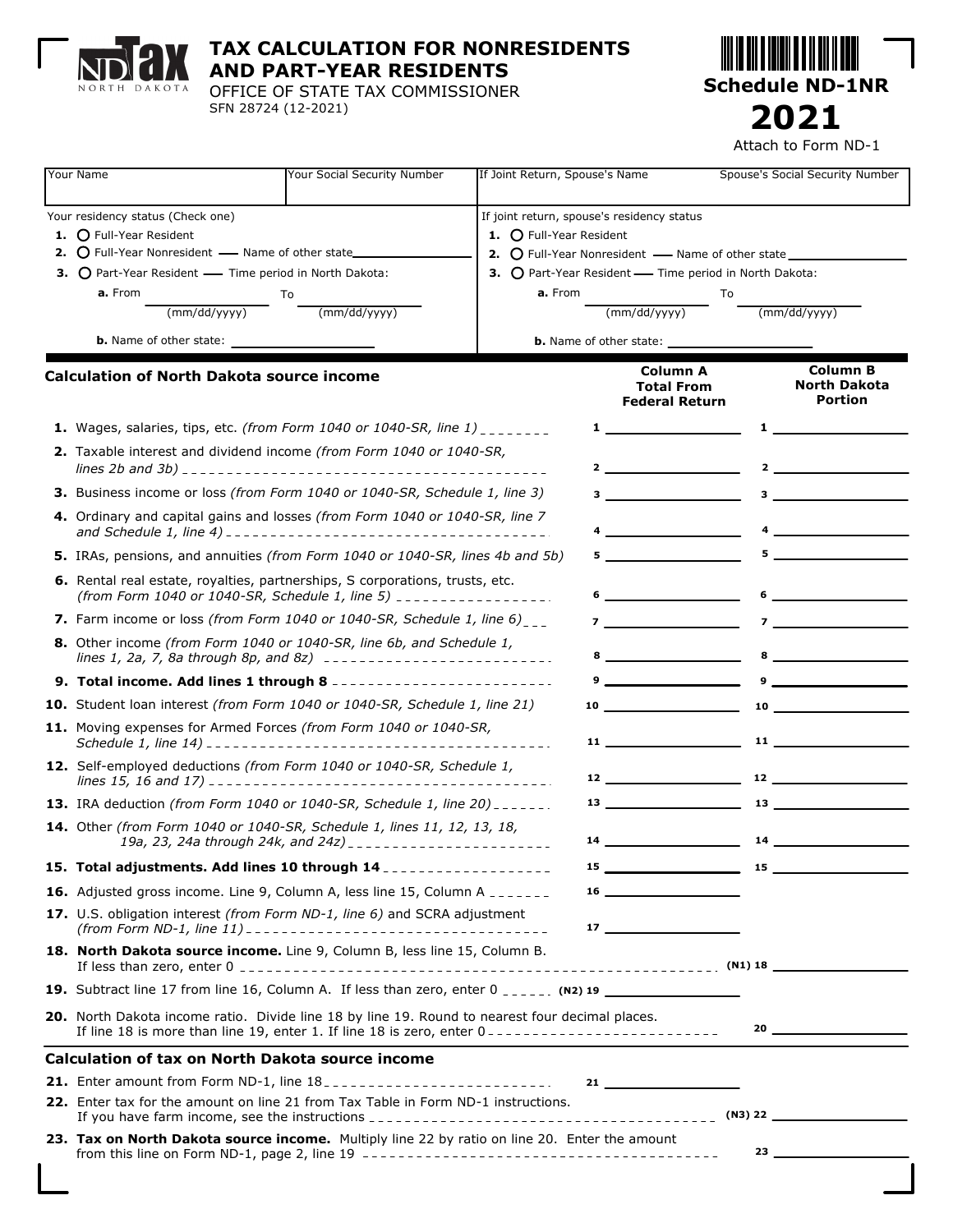# TAX CALCULATION FOR NONRESIDENTS AND PART-YEAR RESIDENTS

OFFICE OF STATE TAX COMMISSIONER

SFN 28724 (12-2021)

**Schedule ND-1NR**

**2021**

Attach to Form ND-1

| Your Name | Your Social Security Number | If Joint Return, Spouse's Name | Spouse's Social Security Number |
|---|---|---|---|
| | | | |

Your residency status (Check one)

1. ○ Full-Year Resident
2. ○ Full-Year Nonresident —— Name of other state ______
3. ○ Part-Year Resident —— Time period in North Dakota:
   - **a.** From ______ (mm/dd/yyyy) To ______ (mm/dd/yyyy)
   - **b.** Name of other state: ______

If joint return, spouse's residency status

1. ○ Full-Year Resident
2. ○ Full-Year Nonresident —— Name of other state ______
3. ○ Part-Year Resident —— Time period in North Dakota:
   - **a.** From ______ (mm/dd/yyyy) To ______ (mm/dd/yyyy)
   - **b.** Name of other state: ______

## Calculation of North Dakota source income

| | Column A Total From Federal Return | Column B North Dakota Portion |
|---|---|---|
| **1.** Wages, salaries, tips, etc. *(from Form 1040 or 1040-SR, line 1)* | 1 | 1 |
| **2.** Taxable interest and dividend income *(from Form 1040 or 1040-SR, lines 2b and 3b)* | 2 | 2 |
| **3.** Business income or loss *(from Form 1040 or 1040-SR, Schedule 1, line 3)* | 3 | 3 |
| **4.** Ordinary and capital gains and losses *(from Form 1040 or 1040-SR, line 7 and Schedule 1, line 4)* | 4 | 4 |
| **5.** IRAs, pensions, and annuities *(from Form 1040 or 1040-SR, lines 4b and 5b)* | 5 | 5 |
| **6.** Rental real estate, royalties, partnerships, S corporations, trusts, etc. *(from Form 1040 or 1040-SR, Schedule 1, line 5)* | 6 | 6 |
| **7.** Farm income or loss *(from Form 1040 or 1040-SR, Schedule 1, line 6)* | 7 | 7 |
| **8.** Other income *(from Form 1040 or 1040-SR, line 6b, and Schedule 1, lines 1, 2a, 7, 8a through 8p, and 8z)* | 8 | 8 |
| **9. Total income. Add lines 1 through 8** | 9 | 9 |
| **10.** Student loan interest *(from Form 1040 or 1040-SR, Schedule 1, line 21)* | 10 | 10 |
| **11.** Moving expenses for Armed Forces *(from Form 1040 or 1040-SR, Schedule 1, line 14)* | 11 | 11 |
| **12.** Self-employed deductions *(from Form 1040 or 1040-SR, Schedule 1, lines 15, 16 and 17)* | 12 | 12 |
| **13.** IRA deduction *(from Form 1040 or 1040-SR, Schedule 1, line 20)* | 13 | 13 |
| **14.** Other *(from Form 1040 or 1040-SR, Schedule 1, lines 11, 12, 13, 18, 19a, 23, 24a through 24k, and 24z)* | 14 | 14 |
| **15. Total adjustments. Add lines 10 through 14** | 15 | 15 |
| **16.** Adjusted gross income. Line 9, Column A, less line 15, Column A | 16 | |
| **17.** U.S. obligation interest *(from Form ND-1, line 6)* and SCRA adjustment *(from Form ND-1, line 11)* | 17 | |
| **18. North Dakota source income.** Line 9, Column B, less line 15, Column B. If less than zero, enter 0 | | (N1) 18 |
| **19.** Subtract line 17 from line 16, Column A. If less than zero, enter 0 | (N2) 19 | |
| **20.** North Dakota income ratio. Divide line 18 by line 19. Round to nearest four decimal places. If line 18 is more than line 19, enter 1. If line 18 is zero, enter 0 | | 20 |

## Calculation of tax on North Dakota source income

| | | |
|---|---|---|
| **21.** Enter amount from Form ND-1, line 18 | 21 | |
| **22.** Enter tax for the amount on line 21 from Tax Table in Form ND-1 instructions. If you have farm income, see the instructions | | (N3) 22 |
| **23. Tax on North Dakota source income.** Multiply line 22 by ratio on line 20. Enter the amount from this line on Form ND-1, page 2, line 19 | | 23 |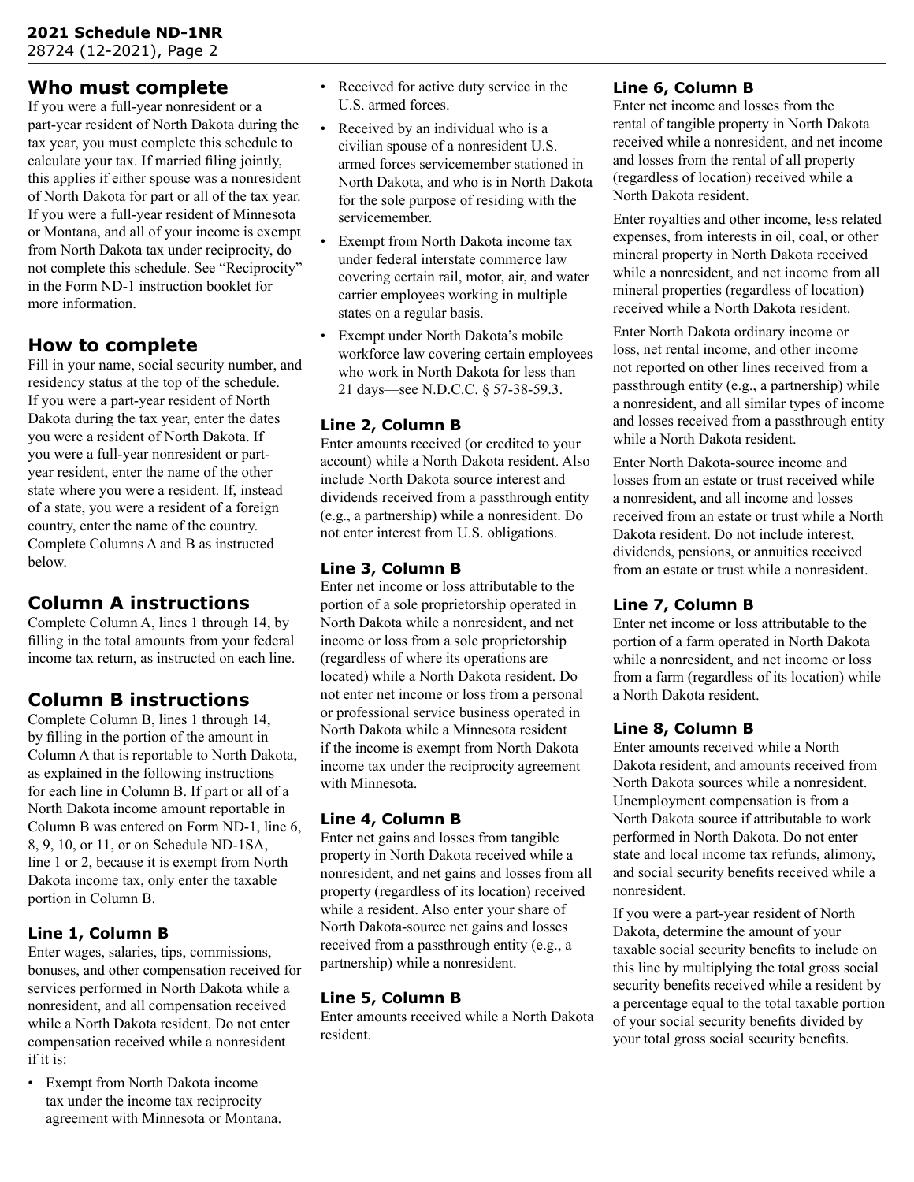## Who must complete

If you were a full-year nonresident or a part-year resident of North Dakota during the tax year, you must complete this schedule to calculate your tax. If married filing jointly, this applies if either spouse was a nonresident of North Dakota for part or all of the tax year. If you were a full-year resident of Minnesota or Montana, and all of your income is exempt from North Dakota tax under reciprocity, do not complete this schedule. See "Reciprocity" in the Form ND-1 instruction booklet for more information.

## How to complete

Fill in your name, social security number, and residency status at the top of the schedule. If you were a part-year resident of North Dakota during the tax year, enter the dates you were a resident of North Dakota. If you were a full-year nonresident or part-year resident, enter the name of the other state where you were a resident. If, instead of a state, you were a resident of a foreign country, enter the name of the country. Complete Columns A and B as instructed below.

## Column A instructions

Complete Column A, lines 1 through 14, by filling in the total amounts from your federal income tax return, as instructed on each line.

## Column B instructions

Complete Column B, lines 1 through 14, by filling in the portion of the amount in Column A that is reportable to North Dakota, as explained in the following instructions for each line in Column B. If part or all of a North Dakota income amount reportable in Column B was entered on Form ND-1, line 6, 8, 9, 10, or 11, or on Schedule ND-1SA, line 1 or 2, because it is exempt from North Dakota income tax, only enter the taxable portion in Column B.

### Line 1, Column B

Enter wages, salaries, tips, commissions, bonuses, and other compensation received for services performed in North Dakota while a nonresident, and all compensation received while a North Dakota resident. Do not enter compensation received while a nonresident if it is:

- Exempt from North Dakota income tax under the income tax reciprocity agreement with Minnesota or Montana.
- Received for active duty service in the U.S. armed forces.
- Received by an individual who is a civilian spouse of a nonresident U.S. armed forces servicemember stationed in North Dakota, and who is in North Dakota for the sole purpose of residing with the servicemember.
- Exempt from North Dakota income tax under federal interstate commerce law covering certain rail, motor, air, and water carrier employees working in multiple states on a regular basis.
- Exempt under North Dakota's mobile workforce law covering certain employees who work in North Dakota for less than 21 days—see N.D.C.C. § 57-38-59.3.

### Line 2, Column B

Enter amounts received (or credited to your account) while a North Dakota resident. Also include North Dakota source interest and dividends received from a passthrough entity (e.g., a partnership) while a nonresident. Do not enter interest from U.S. obligations.

### Line 3, Column B

Enter net income or loss attributable to the portion of a sole proprietorship operated in North Dakota while a nonresident, and net income or loss from a sole proprietorship (regardless of where its operations are located) while a North Dakota resident. Do not enter net income or loss from a personal or professional service business operated in North Dakota while a Minnesota resident if the income is exempt from North Dakota income tax under the reciprocity agreement with Minnesota.

### Line 4, Column B

Enter net gains and losses from tangible property in North Dakota received while a nonresident, and net gains and losses from all property (regardless of its location) received while a resident. Also enter your share of North Dakota-source net gains and losses received from a passthrough entity (e.g., a partnership) while a nonresident.

### Line 5, Column B

Enter amounts received while a North Dakota resident.

### Line 6, Column B

Enter net income and losses from the rental of tangible property in North Dakota received while a nonresident, and net income and losses from the rental of all property (regardless of location) received while a North Dakota resident.

Enter royalties and other income, less related expenses, from interests in oil, coal, or other mineral property in North Dakota received while a nonresident, and net income from all mineral properties (regardless of location) received while a North Dakota resident.

Enter North Dakota ordinary income or loss, net rental income, and other income not reported on other lines received from a passthrough entity (e.g., a partnership) while a nonresident, and all similar types of income and losses received from a passthrough entity while a North Dakota resident.

Enter North Dakota-source income and losses from an estate or trust received while a nonresident, and all income and losses received from an estate or trust while a North Dakota resident. Do not include interest, dividends, pensions, or annuities received from an estate or trust while a nonresident.

### Line 7, Column B

Enter net income or loss attributable to the portion of a farm operated in North Dakota while a nonresident, and net income or loss from a farm (regardless of its location) while a North Dakota resident.

### Line 8, Column B

Enter amounts received while a North Dakota resident, and amounts received from North Dakota sources while a nonresident. Unemployment compensation is from a North Dakota source if attributable to work performed in North Dakota. Do not enter state and local income tax refunds, alimony, and social security benefits received while a nonresident.

If you were a part-year resident of North Dakota, determine the amount of your taxable social security benefits to include on this line by multiplying the total gross social security benefits received while a resident by a percentage equal to the total taxable portion of your social security benefits divided by your total gross social security benefits.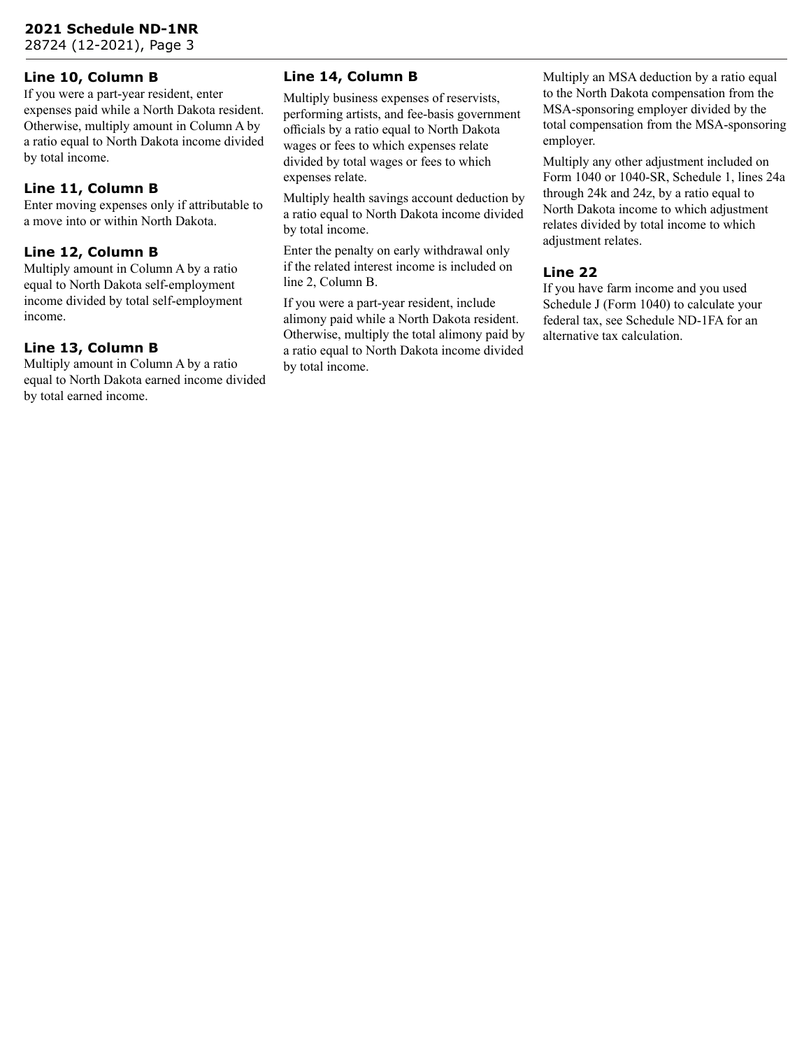### Line 10, Column B

If you were a part-year resident, enter expenses paid while a North Dakota resident. Otherwise, multiply amount in Column A by a ratio equal to North Dakota income divided by total income.

### Line 11, Column B

Enter moving expenses only if attributable to a move into or within North Dakota.

### Line 12, Column B

Multiply amount in Column A by a ratio equal to North Dakota self-employment income divided by total self-employment income.

### Line 13, Column B

Multiply amount in Column A by a ratio equal to North Dakota earned income divided by total earned income.

### Line 14, Column B

Multiply business expenses of reservists, performing artists, and fee-basis government officials by a ratio equal to North Dakota wages or fees to which expenses relate divided by total wages or fees to which expenses relate.

Multiply health savings account deduction by a ratio equal to North Dakota income divided by total income.

Enter the penalty on early withdrawal only if the related interest income is included on line 2, Column B.

If you were a part-year resident, include alimony paid while a North Dakota resident. Otherwise, multiply the total alimony paid by a ratio equal to North Dakota income divided by total income.

Multiply an MSA deduction by a ratio equal to the North Dakota compensation from the MSA-sponsoring employer divided by the total compensation from the MSA-sponsoring employer.

Multiply any other adjustment included on Form 1040 or 1040-SR, Schedule 1, lines 24a through 24k and 24z, by a ratio equal to North Dakota income to which adjustment relates divided by total income to which adjustment relates.

### Line 22

If you have farm income and you used Schedule J (Form 1040) to calculate your federal tax, see Schedule ND-1FA for an alternative tax calculation.